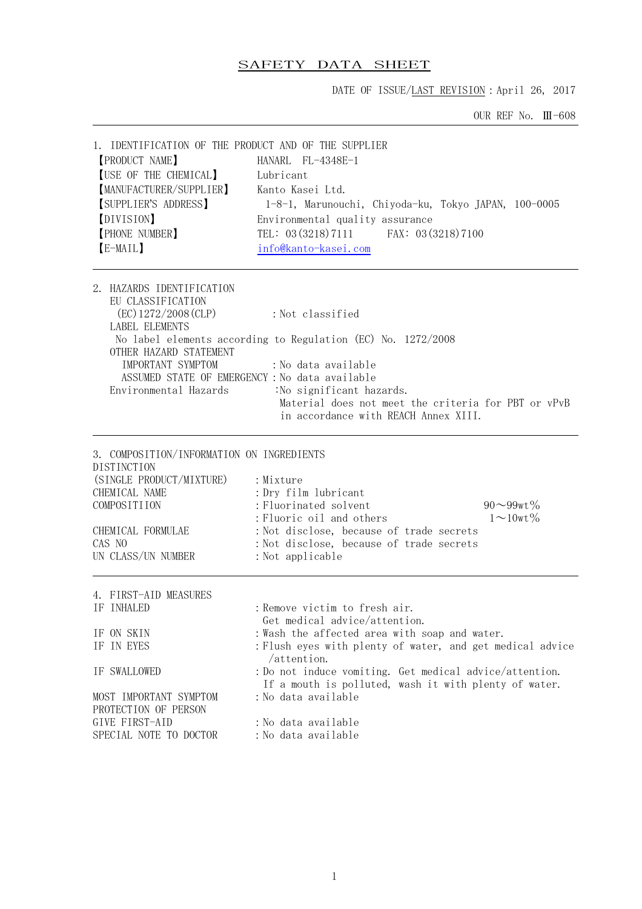# SAFETY DATA SHEET

DATE OF ISSUE/LAST REVISION : April 26, 2017

OUR REF No. Ⅲ-608

## 1. IDENTIFICATION OF THE PRODUCT AND OF THE SUPPLIER

| | |
|---|---|
| 【PRODUCT NAME】 | HANARL FL-4348E-1 |
| 【USE OF THE CHEMICAL】 | Lubricant |
| 【MANUFACTURER/SUPPLIER】 | Kanto Kasei Ltd. |
| 【SUPPLIER'S ADDRESS】 | 1-8-1, Marunouchi, Chiyoda-ku, Tokyo JAPAN, 100-0005 |
| 【DIVISION】 | Environmental quality assurance |
| 【PHONE NUMBER】 | TEL: 03(3218)7111 FAX: 03(3218)7100 |
| 【E-MAIL】 | info@kanto-kasei.com |

## 2. HAZARDS IDENTIFICATION

EU CLASSIFICATION
(EC)1272/2008(CLP) : Not classified

LABEL ELEMENTS
No label elements according to Regulation (EC) No. 1272/2008

OTHER HAZARD STATEMENT
IMPORTANT SYMPTOM : No data available
ASSUMED STATE OF EMERGENCY : No data available

Environmental Hazards : No significant hazards.
Material does not meet the criteria for PBT or vPvB in accordance with REACH Annex XIII.

## 3. COMPOSITION/INFORMATION ON INGREDIENTS

DISTINCTION
(SINGLE PRODUCT/MIXTURE) : Mixture
CHEMICAL NAME : Dry film lubricant
COMPOSITIION : Fluorinated solvent 90～99wt%
: Fluoric oil and others 1～10wt%
CHEMICAL FORMULAE : Not disclose, because of trade secrets
CAS NO : Not disclose, because of trade secrets
UN CLASS/UN NUMBER : Not applicable

## 4. FIRST-AID MEASURES

IF INHALED : Remove victim to fresh air.
Get medical advice/attention.

IF ON SKIN : Wash the affected area with soap and water.

IF IN EYES : Flush eyes with plenty of water, and get medical advice /attention.

IF SWALLOWED : Do not induce vomiting. Get medical advice/attention.
If a mouth is polluted, wash it with plenty of water.

MOST IMPORTANT SYMPTOM : No data available

PROTECTION OF PERSON
GIVE FIRST-AID : No data available

SPECIAL NOTE TO DOCTOR : No data available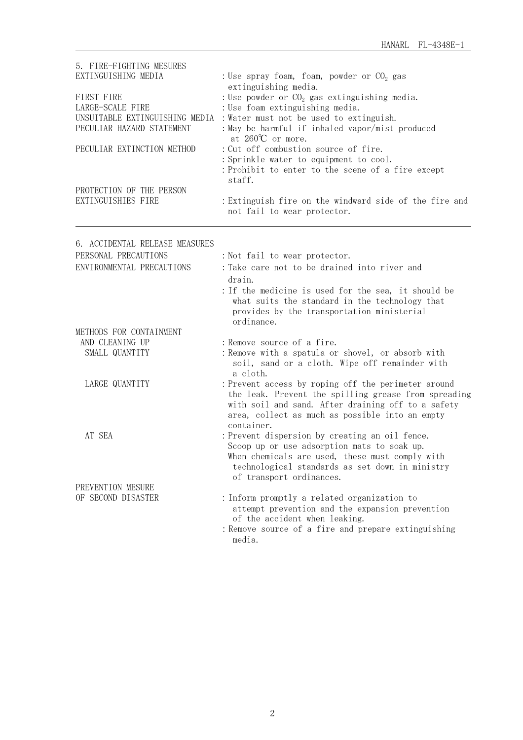## 5. FIRE-FIGHTING MESURES

| | |
|---|---|
| EXTINGUISHING MEDIA | : Use spray foam, foam, powder or $CO_2$ gas extinguishing media. |
| FIRST FIRE | : Use powder or $CO_2$ gas extinguishing media. |
| LARGE-SCALE FIRE | : Use foam extinguishing media. |
| UNSUITABLE EXTINGUISHING MEDIA | : Water must not be used to extinguish. |
| PECULIAR HAZARD STATEMENT | : May be harmful if inhaled vapor/mist produced at 260℃ or more. |
| PECULIAR EXTINCTION METHOD | : Cut off combustion source of fire.<br>: Sprinkle water to equipment to cool.<br>: Prohibit to enter to the scene of a fire except staff. |
| PROTECTION OF THE PERSON EXTINGUISHIES FIRE | : Extinguish fire on the windward side of the fire and not fail to wear protector. |

## 6. ACCIDENTAL RELEASE MEASURES

| | |
|---|---|
| PERSONAL PRECAUTIONS | : Not fail to wear protector. |
| ENVIRONMENTAL PRECAUTIONS | : Take care not to be drained into river and drain.<br>: If the medicine is used for the sea, it should be what suits the standard in the technology that provides by the transportation ministerial ordinance. |
| METHODS FOR CONTAINMENT AND CLEANING UP | : Remove source of a fire. |
| SMALL QUANTITY | : Remove with a spatula or shovel, or absorb with soil, sand or a cloth. Wipe off remainder with a cloth. |
| LARGE QUANTITY | : Prevent access by roping off the perimeter around the leak. Prevent the spilling grease from spreading with soil and sand. After draining off to a safety area, collect as much as possible into an empty container. |
| AT SEA | : Prevent dispersion by creating an oil fence. Scoop up or use adsorption mats to soak up. When chemicals are used, these must comply with technological standards as set down in ministry of transport ordinances. |
| PREVENTION MESURE OF SECOND DISASTER | : Inform promptly a related organization to attempt prevention and the expansion prevention of the accident when leaking.<br>: Remove source of a fire and prepare extinguishing media. |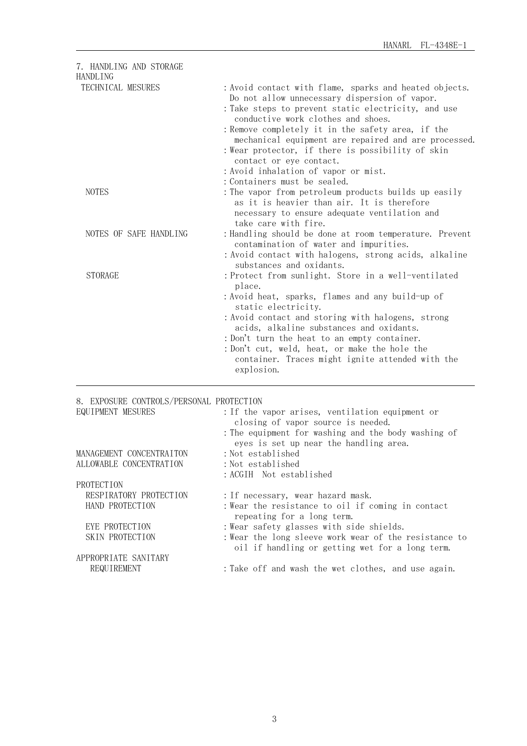## 7. HANDLING AND STORAGE

### HANDLING

**TECHNICAL MESURES**

: Avoid contact with flame, sparks and heated objects. Do not allow unnecessary dispersion of vapor.
: Take steps to prevent static electricity, and use conductive work clothes and shoes.
: Remove completely it in the safety area, if the mechanical equipment are repaired and are processed.
: Wear protector, if there is possibility of skin contact or eye contact.
: Avoid inhalation of vapor or mist.
: Containers must be sealed.

**NOTES**

: The vapor from petroleum products builds up easily as it is heavier than air. It is therefore necessary to ensure adequate ventilation and take care with fire.

**NOTES OF SAFE HANDLING**

: Handling should be done at room temperature. Prevent contamination of water and impurities.
: Avoid contact with halogens, strong acids, alkaline substances and oxidants.

**STORAGE**

: Protect from sunlight. Store in a well-ventilated place.
: Avoid heat, sparks, flames and any build-up of static electricity.
: Avoid contact and storing with halogens, strong acids, alkaline substances and oxidants.
: Don't turn the heat to an empty container.
: Don't cut, weld, heat, or make the hole the container. Traces might ignite attended with the explosion.

## 8. EXPOSURE CONTROLS/PERSONAL PROTECTION

**EQUIPMENT MESURES**

: If the vapor arises, ventilation equipment or closing of vapor source is needed.
: The equipment for washing and the body washing of eyes is set up near the handling area.

**MANAGEMENT CONCENTRAITON** : Not established

**ALLOWABLE CONCENTRATION** : Not established
: ACGIH Not established

### PROTECTION

**RESPIRATORY PROTECTION** : If necessary, wear hazard mask.

**HAND PROTECTION** : Wear the resistance to oil if coming in contact repeating for a long term.

**EYE PROTECTION** : Wear safety glasses with side shields.

**SKIN PROTECTION** : Wear the long sleeve work wear of the resistance to oil if handling or getting wet for a long term.

**APPROPRIATE SANITARY REQUIREMENT** : Take off and wash the wet clothes, and use again.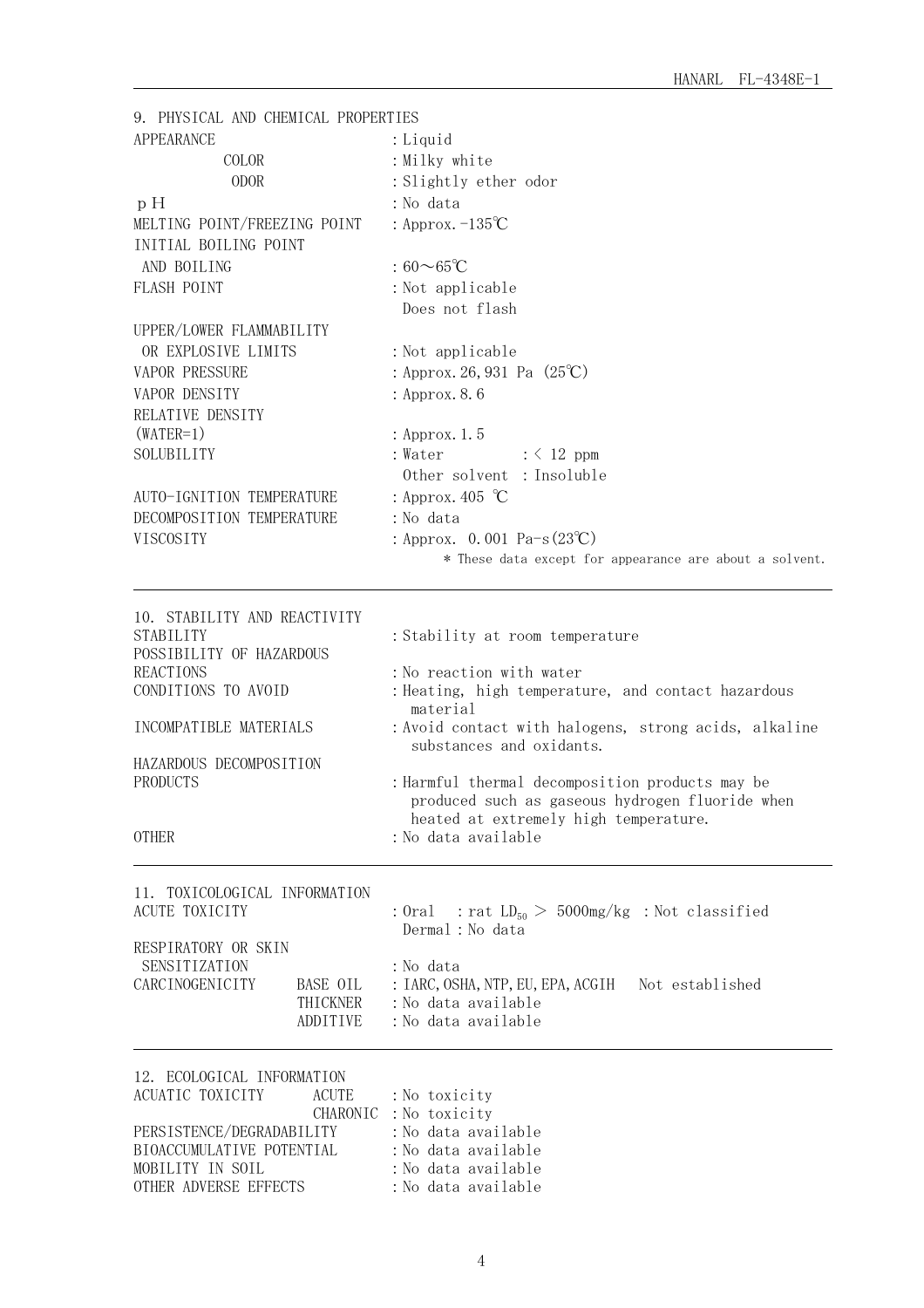## 9. PHYSICAL AND CHEMICAL PROPERTIES

| | |
|---|---|
| APPEARANCE | : Liquid |
| COLOR | : Milky white |
| ODOR | : Slightly ether odor |
| pH | : No data |
| MELTING POINT/FREEZING POINT | : Approx. −135℃ |
| INITIAL BOILING POINT AND BOILING | : 60～65℃ |
| FLASH POINT | : Not applicable<br>Does not flash |
| UPPER/LOWER FLAMMABILITY OR EXPLOSIVE LIMITS | : Not applicable |
| VAPOR PRESSURE | : Approx. 26,931 Pa (25℃) |
| VAPOR DENSITY | : Approx. 8.6 |
| RELATIVE DENSITY (WATER=1) | : Approx. 1.5 |
| SOLUBILITY | : Water : < 12 ppm<br>Other solvent : Insoluble |
| AUTO-IGNITION TEMPERATURE | : Approx. 405 ℃ |
| DECOMPOSITION TEMPERATURE | : No data |
| VISCOSITY | : Approx. 0.001 Pa-s (23℃) |

* These data except for appearance are about a solvent.

## 10. STABILITY AND REACTIVITY

| | |
|---|---|
| STABILITY | : Stability at room temperature |
| POSSIBILITY OF HAZARDOUS REACTIONS | : No reaction with water |
| CONDITIONS TO AVOID | : Heating, high temperature, and contact hazardous material |
| INCOMPATIBLE MATERIALS | : Avoid contact with halogens, strong acids, alkaline substances and oxidants. |
| HAZARDOUS DECOMPOSITION PRODUCTS | : Harmful thermal decomposition products may be produced such as gaseous hydrogen fluoride when heated at extremely high temperature. |
| OTHER | : No data available |

## 11. TOXICOLOGICAL INFORMATION

| | | |
|---|---|---|
| ACUTE TOXICITY | | : Oral : rat $LD_{50}$ > 5000mg/kg : Not classified<br>Dermal : No data |
| RESPIRATORY OR SKIN SENSITIZATION | | : No data |
| CARCINOGENICITY | BASE OIL | : IARC, OSHA, NTP, EU, EPA, ACGIH Not established |
| | THICKNER | : No data available |
| | ADDITIVE | : No data available |

## 12. ECOLOGICAL INFORMATION

| | | |
|---|---|---|
| ACUATIC TOXICITY | ACUTE | : No toxicity |
| | CHARONIC | : No toxicity |
| PERSISTENCE/DEGRADABILITY | | : No data available |
| BIOACCUMULATIVE POTENTIAL | | : No data available |
| MOBILITY IN SOIL | | : No data available |
| OTHER ADVERSE EFFECTS | | : No data available |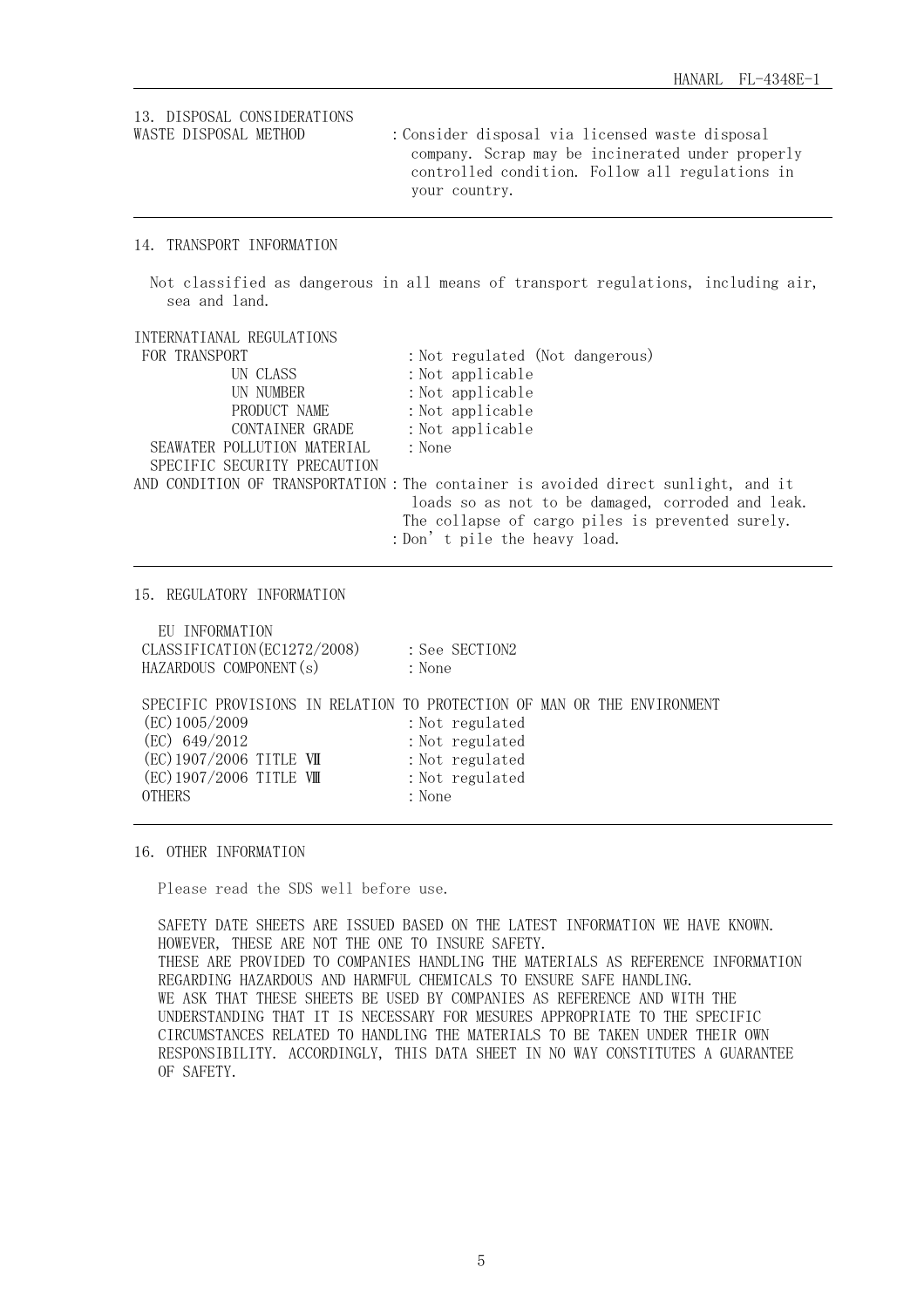## 13. DISPOSAL CONSIDERATIONS

WASTE DISPOSAL METHOD : Consider disposal via licensed waste disposal company. Scrap may be incinerated under properly controlled condition. Follow all regulations in your country.

## 14. TRANSPORT INFORMATION

Not classified as dangerous in all means of transport regulations, including air, sea and land.

INTERNATIANAL REGULATIONS FOR TRANSPORT : Not regulated (Not dangerous)

- UN CLASS : Not applicable
- UN NUMBER : Not applicable
- PRODUCT NAME : Not applicable
- CONTAINER GRADE : Not applicable

SEAWATER POLLUTION MATERIAL : None

SPECIFIC SECURITY PRECAUTION AND CONDITION OF TRANSPORTATION : The container is avoided direct sunlight, and it loads so as not to be damaged, corroded and leak. The collapse of cargo piles is prevented surely.
: Don't pile the heavy load.

## 15. REGULATORY INFORMATION

EU INFORMATION

CLASSIFICATION(EC1272/2008) : See SECTION2

HAZARDOUS COMPONENT(s) : None

SPECIFIC PROVISIONS IN RELATION TO PROTECTION OF MAN OR THE ENVIRONMENT

- (EC)1005/2009 : Not regulated
- (EC) 649/2012 : Not regulated
- (EC)1907/2006 TITLE Ⅶ : Not regulated
- (EC)1907/2006 TITLE Ⅷ : Not regulated
- OTHERS : None

## 16. OTHER INFORMATION

Please read the SDS well before use.

SAFETY DATE SHEETS ARE ISSUED BASED ON THE LATEST INFORMATION WE HAVE KNOWN. HOWEVER, THESE ARE NOT THE ONE TO INSURE SAFETY.
THESE ARE PROVIDED TO COMPANIES HANDLING THE MATERIALS AS REFERENCE INFORMATION REGARDING HAZARDOUS AND HARMFUL CHEMICALS TO ENSURE SAFE HANDLING.
WE ASK THAT THESE SHEETS BE USED BY COMPANIES AS REFERENCE AND WITH THE UNDERSTANDING THAT IT IS NECESSARY FOR MESURES APPROPRIATE TO THE SPECIFIC CIRCUMSTANCES RELATED TO HANDLING THE MATERIALS TO BE TAKEN UNDER THEIR OWN RESPONSIBILITY. ACCORDINGLY, THIS DATA SHEET IN NO WAY CONSTITUTES A GUARANTEE OF SAFETY.